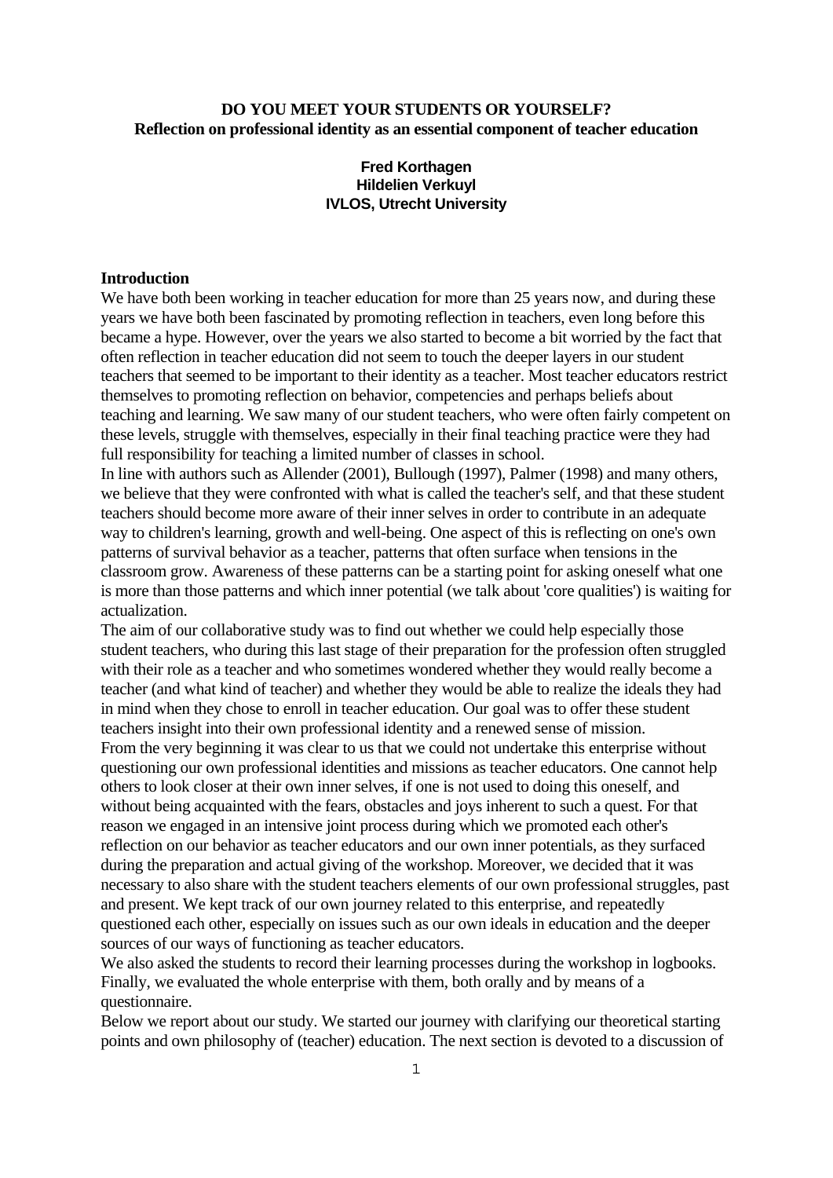# DO YOU MEET YOUR STUDENTS OR YOURSELF?
## Reflection on professional identity as an essential component of teacher education

**Fred Korthagen**
**Hildelien Verkuyl**
**IVLOS, Utrecht University**

### Introduction

We have both been working in teacher education for more than 25 years now, and during these years we have both been fascinated by promoting reflection in teachers, even long before this became a hype. However, over the years we also started to become a bit worried by the fact that often reflection in teacher education did not seem to touch the deeper layers in our student teachers that seemed to be important to their identity as a teacher. Most teacher educators restrict themselves to promoting reflection on behavior, competencies and perhaps beliefs about teaching and learning. We saw many of our student teachers, who were often fairly competent on these levels, struggle with themselves, especially in their final teaching practice were they had full responsibility for teaching a limited number of classes in school.

In line with authors such as Allender (2001), Bullough (1997), Palmer (1998) and many others, we believe that they were confronted with what is called the teacher's self, and that these student teachers should become more aware of their inner selves in order to contribute in an adequate way to children's learning, growth and well-being. One aspect of this is reflecting on one's own patterns of survival behavior as a teacher, patterns that often surface when tensions in the classroom grow. Awareness of these patterns can be a starting point for asking oneself what one is more than those patterns and which inner potential (we talk about 'core qualities') is waiting for actualization.

The aim of our collaborative study was to find out whether we could help especially those student teachers, who during this last stage of their preparation for the profession often struggled with their role as a teacher and who sometimes wondered whether they would really become a teacher (and what kind of teacher) and whether they would be able to realize the ideals they had in mind when they chose to enroll in teacher education. Our goal was to offer these student teachers insight into their own professional identity and a renewed sense of mission.

From the very beginning it was clear to us that we could not undertake this enterprise without questioning our own professional identities and missions as teacher educators. One cannot help others to look closer at their own inner selves, if one is not used to doing this oneself, and without being acquainted with the fears, obstacles and joys inherent to such a quest. For that reason we engaged in an intensive joint process during which we promoted each other's reflection on our behavior as teacher educators and our own inner potentials, as they surfaced during the preparation and actual giving of the workshop. Moreover, we decided that it was necessary to also share with the student teachers elements of our own professional struggles, past and present. We kept track of our own journey related to this enterprise, and repeatedly questioned each other, especially on issues such as our own ideals in education and the deeper sources of our ways of functioning as teacher educators.

We also asked the students to record their learning processes during the workshop in logbooks. Finally, we evaluated the whole enterprise with them, both orally and by means of a questionnaire.

Below we report about our study. We started our journey with clarifying our theoretical starting points and own philosophy of (teacher) education. The next section is devoted to a discussion of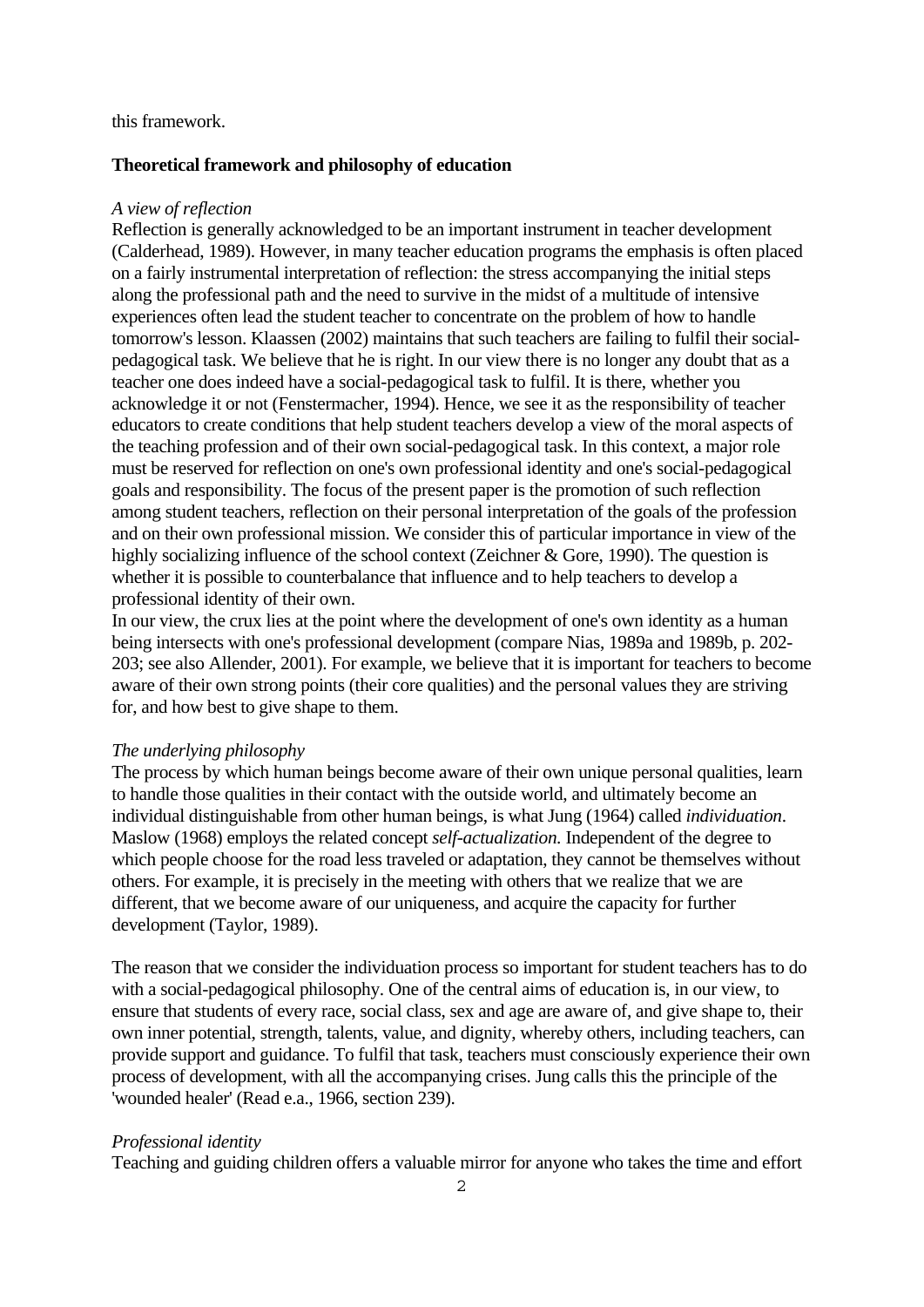this framework.

**Theoretical framework and philosophy of education**

*A view of reflection*

Reflection is generally acknowledged to be an important instrument in teacher development (Calderhead, 1989). However, in many teacher education programs the emphasis is often placed on a fairly instrumental interpretation of reflection: the stress accompanying the initial steps along the professional path and the need to survive in the midst of a multitude of intensive experiences often lead the student teacher to concentrate on the problem of how to handle tomorrow's lesson. Klaassen (2002) maintains that such teachers are failing to fulfil their social-pedagogical task. We believe that he is right. In our view there is no longer any doubt that as a teacher one does indeed have a social-pedagogical task to fulfil. It is there, whether you acknowledge it or not (Fenstermacher, 1994). Hence, we see it as the responsibility of teacher educators to create conditions that help student teachers develop a view of the moral aspects of the teaching profession and of their own social-pedagogical task. In this context, a major role must be reserved for reflection on one's own professional identity and one's social-pedagogical goals and responsibility. The focus of the present paper is the promotion of such reflection among student teachers, reflection on their personal interpretation of the goals of the profession and on their own professional mission. We consider this of particular importance in view of the highly socializing influence of the school context (Zeichner & Gore, 1990). The question is whether it is possible to counterbalance that influence and to help teachers to develop a professional identity of their own.

In our view, the crux lies at the point where the development of one's own identity as a human being intersects with one's professional development (compare Nias, 1989a and 1989b, p. 202-203; see also Allender, 2001). For example, we believe that it is important for teachers to become aware of their own strong points (their core qualities) and the personal values they are striving for, and how best to give shape to them.

*The underlying philosophy*

The process by which human beings become aware of their own unique personal qualities, learn to handle those qualities in their contact with the outside world, and ultimately become an individual distinguishable from other human beings, is what Jung (1964) called *individuation*. Maslow (1968) employs the related concept *self-actualization.* Independent of the degree to which people choose for the road less traveled or adaptation, they cannot be themselves without others. For example, it is precisely in the meeting with others that we realize that we are different, that we become aware of our uniqueness, and acquire the capacity for further development (Taylor, 1989).

The reason that we consider the individuation process so important for student teachers has to do with a social-pedagogical philosophy. One of the central aims of education is, in our view, to ensure that students of every race, social class, sex and age are aware of, and give shape to, their own inner potential, strength, talents, value, and dignity, whereby others, including teachers, can provide support and guidance. To fulfil that task, teachers must consciously experience their own process of development, with all the accompanying crises. Jung calls this the principle of the 'wounded healer' (Read e.a., 1966, section 239).

*Professional identity*

Teaching and guiding children offers a valuable mirror for anyone who takes the time and effort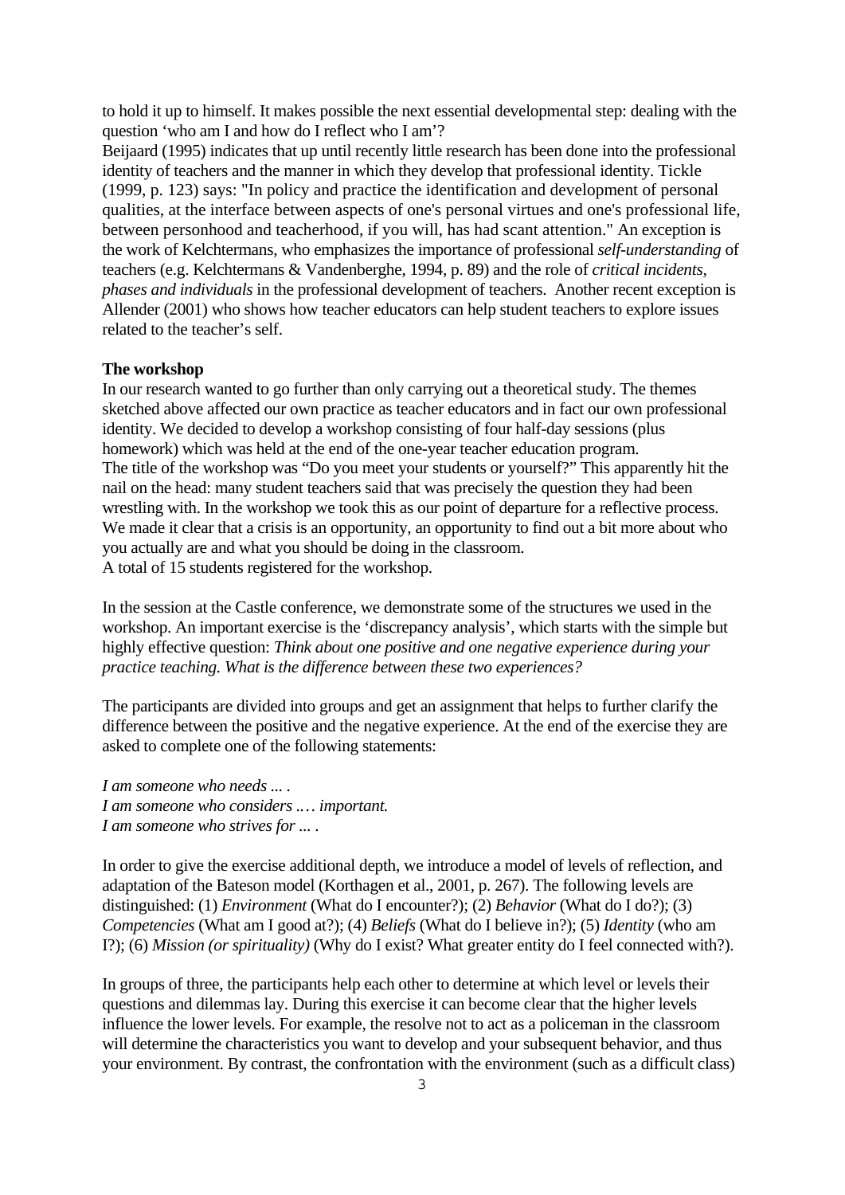to hold it up to himself. It makes possible the next essential developmental step: dealing with the question 'who am I and how do I reflect who I am'?

Beijaard (1995) indicates that up until recently little research has been done into the professional identity of teachers and the manner in which they develop that professional identity. Tickle (1999, p. 123) says: "In policy and practice the identification and development of personal qualities, at the interface between aspects of one's personal virtues and one's professional life, between personhood and teacherhood, if you will, has had scant attention." An exception is the work of Kelchtermans, who emphasizes the importance of professional *self-understanding* of teachers (e.g. Kelchtermans & Vandenberghe, 1994, p. 89) and the role of *critical incidents, phases and individuals* in the professional development of teachers. Another recent exception is Allender (2001) who shows how teacher educators can help student teachers to explore issues related to the teacher's self.

**The workshop**

In our research wanted to go further than only carrying out a theoretical study. The themes sketched above affected our own practice as teacher educators and in fact our own professional identity. We decided to develop a workshop consisting of four half-day sessions (plus homework) which was held at the end of the one-year teacher education program.

The title of the workshop was "Do you meet your students or yourself?" This apparently hit the nail on the head: many student teachers said that was precisely the question they had been wrestling with. In the workshop we took this as our point of departure for a reflective process. We made it clear that a crisis is an opportunity, an opportunity to find out a bit more about who you actually are and what you should be doing in the classroom.

A total of 15 students registered for the workshop.

In the session at the Castle conference, we demonstrate some of the structures we used in the workshop. An important exercise is the 'discrepancy analysis', which starts with the simple but highly effective question: *Think about one positive and one negative experience during your practice teaching. What is the difference between these two experiences?*

The participants are divided into groups and get an assignment that helps to further clarify the difference between the positive and the negative experience. At the end of the exercise they are asked to complete one of the following statements:

*I am someone who needs ... .*
*I am someone who considers ..… important.*
*I am someone who strives for ... .*

In order to give the exercise additional depth, we introduce a model of levels of reflection, and adaptation of the Bateson model (Korthagen et al., 2001, p. 267). The following levels are distinguished: (1) *Environment* (What do I encounter?); (2) *Behavior* (What do I do?); (3) *Competencies* (What am I good at?); (4) *Beliefs* (What do I believe in?); (5) *Identity* (who am I?); (6) *Mission (or spirituality)* (Why do I exist? What greater entity do I feel connected with?).

In groups of three, the participants help each other to determine at which level or levels their questions and dilemmas lay. During this exercise it can become clear that the higher levels influence the lower levels. For example, the resolve not to act as a policeman in the classroom will determine the characteristics you want to develop and your subsequent behavior, and thus your environment. By contrast, the confrontation with the environment (such as a difficult class)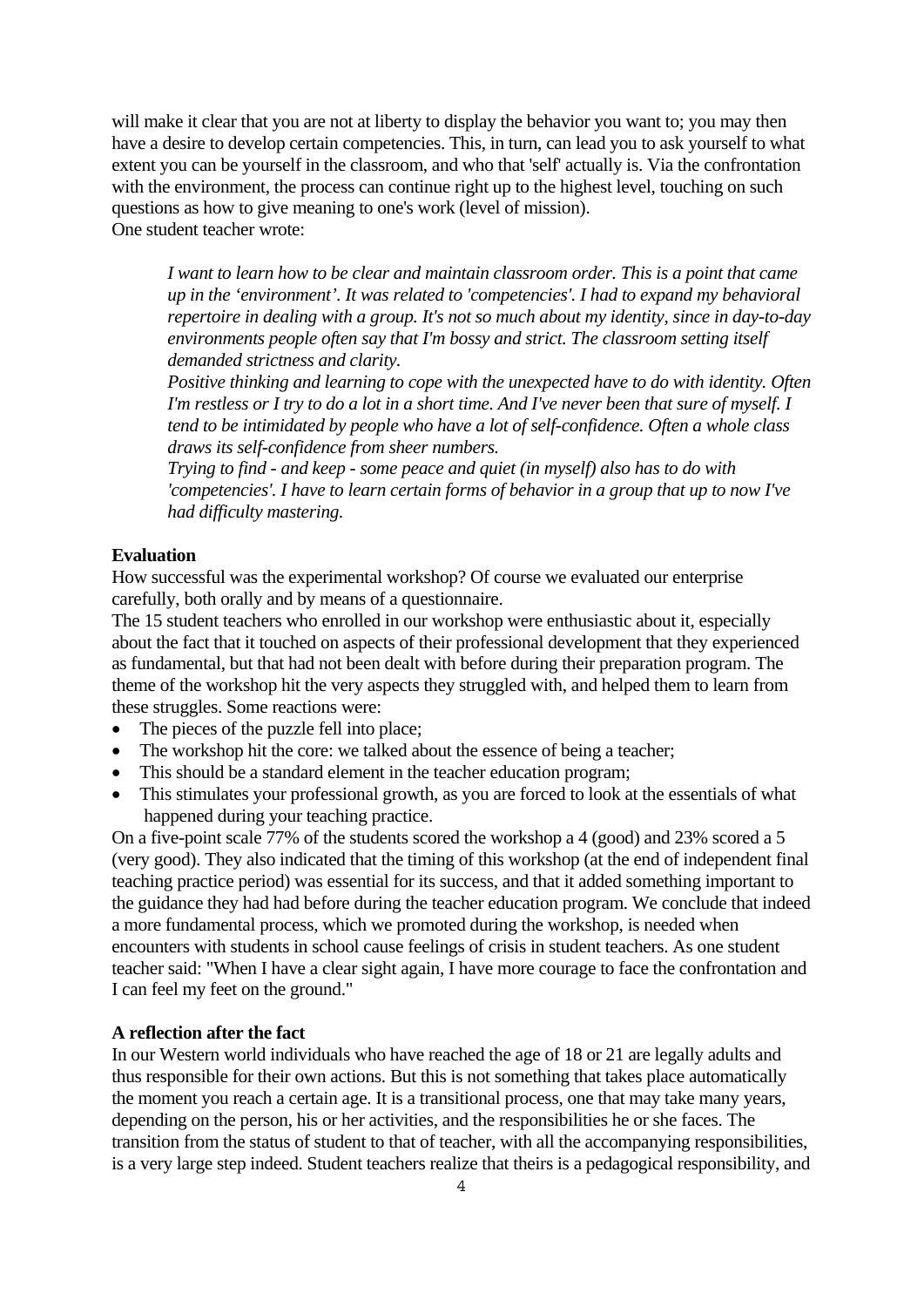will make it clear that you are not at liberty to display the behavior you want to; you may then have a desire to develop certain competencies. This, in turn, can lead you to ask yourself to what extent you can be yourself in the classroom, and who that 'self' actually is. Via the confrontation with the environment, the process can continue right up to the highest level, touching on such questions as how to give meaning to one's work (level of mission).
One student teacher wrote:

> *I want to learn how to be clear and maintain classroom order. This is a point that came up in the 'environment'. It was related to 'competencies'. I had to expand my behavioral repertoire in dealing with a group. It's not so much about my identity, since in day-to-day environments people often say that I'm bossy and strict. The classroom setting itself demanded strictness and clarity.*
> *Positive thinking and learning to cope with the unexpected have to do with identity. Often I'm restless or I try to do a lot in a short time. And I've never been that sure of myself. I tend to be intimidated by people who have a lot of self-confidence. Often a whole class draws its self-confidence from sheer numbers.*
> *Trying to find - and keep - some peace and quiet (in myself) also has to do with 'competencies'. I have to learn certain forms of behavior in a group that up to now I've had difficulty mastering.*

**Evaluation**

How successful was the experimental workshop? Of course we evaluated our enterprise carefully, both orally and by means of a questionnaire.
The 15 student teachers who enrolled in our workshop were enthusiastic about it, especially about the fact that it touched on aspects of their professional development that they experienced as fundamental, but that had not been dealt with before during their preparation program. The theme of the workshop hit the very aspects they struggled with, and helped them to learn from these struggles. Some reactions were:

- The pieces of the puzzle fell into place;
- The workshop hit the core: we talked about the essence of being a teacher;
- This should be a standard element in the teacher education program;
- This stimulates your professional growth, as you are forced to look at the essentials of what happened during your teaching practice.

On a five-point scale 77% of the students scored the workshop a 4 (good) and 23% scored a 5 (very good). They also indicated that the timing of this workshop (at the end of independent final teaching practice period) was essential for its success, and that it added something important to the guidance they had had before during the teacher education program. We conclude that indeed a more fundamental process, which we promoted during the workshop, is needed when encounters with students in school cause feelings of crisis in student teachers. As one student teacher said: "When I have a clear sight again, I have more courage to face the confrontation and I can feel my feet on the ground."

**A reflection after the fact**

In our Western world individuals who have reached the age of 18 or 21 are legally adults and thus responsible for their own actions. But this is not something that takes place automatically the moment you reach a certain age. It is a transitional process, one that may take many years, depending on the person, his or her activities, and the responsibilities he or she faces. The transition from the status of student to that of teacher, with all the accompanying responsibilities, is a very large step indeed. Student teachers realize that theirs is a pedagogical responsibility, and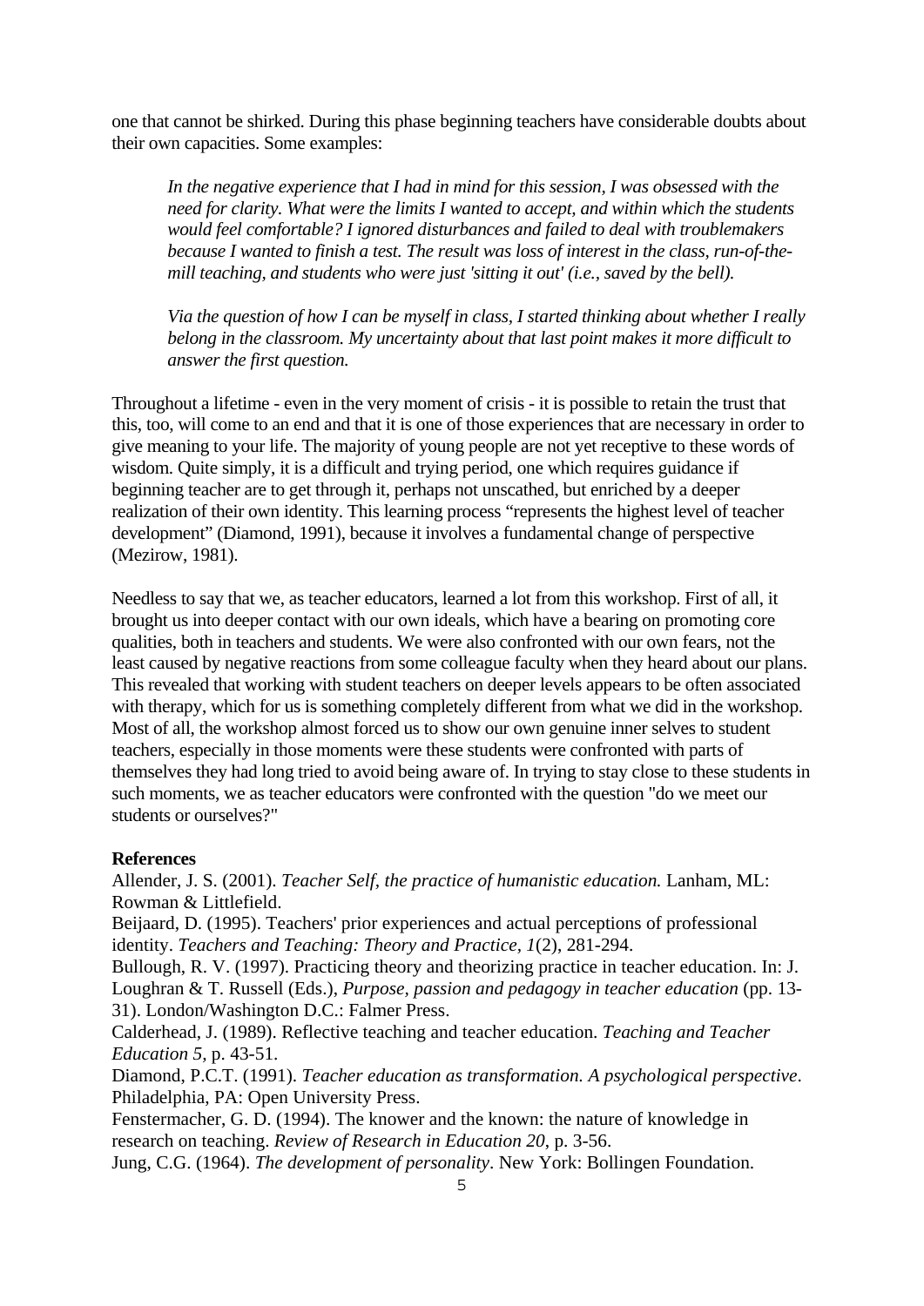one that cannot be shirked. During this phase beginning teachers have considerable doubts about their own capacities. Some examples:

> *In the negative experience that I had in mind for this session, I was obsessed with the need for clarity. What were the limits I wanted to accept, and within which the students would feel comfortable? I ignored disturbances and failed to deal with troublemakers because I wanted to finish a test. The result was loss of interest in the class, run-of-the-mill teaching, and students who were just 'sitting it out' (i.e., saved by the bell).*

> *Via the question of how I can be myself in class, I started thinking about whether I really belong in the classroom. My uncertainty about that last point makes it more difficult to answer the first question.*

Throughout a lifetime - even in the very moment of crisis - it is possible to retain the trust that this, too, will come to an end and that it is one of those experiences that are necessary in order to give meaning to your life. The majority of young people are not yet receptive to these words of wisdom. Quite simply, it is a difficult and trying period, one which requires guidance if beginning teacher are to get through it, perhaps not unscathed, but enriched by a deeper realization of their own identity. This learning process "represents the highest level of teacher development" (Diamond, 1991), because it involves a fundamental change of perspective (Mezirow, 1981).

Needless to say that we, as teacher educators, learned a lot from this workshop. First of all, it brought us into deeper contact with our own ideals, which have a bearing on promoting core qualities, both in teachers and students. We were also confronted with our own fears, not the least caused by negative reactions from some colleague faculty when they heard about our plans. This revealed that working with student teachers on deeper levels appears to be often associated with therapy, which for us is something completely different from what we did in the workshop. Most of all, the workshop almost forced us to show our own genuine inner selves to student teachers, especially in those moments were these students were confronted with parts of themselves they had long tried to avoid being aware of. In trying to stay close to these students in such moments, we as teacher educators were confronted with the question "do we meet our students or ourselves?"

**References**

Allender, J. S. (2001). *Teacher Self, the practice of humanistic education.* Lanham, ML: Rowman & Littlefield.

Beijaard, D. (1995). Teachers' prior experiences and actual perceptions of professional identity. *Teachers and Teaching: Theory and Practice, 1*(2), 281-294.

Bullough, R. V. (1997). Practicing theory and theorizing practice in teacher education. In: J. Loughran & T. Russell (Eds.), *Purpose, passion and pedagogy in teacher education* (pp. 13-31). London/Washington D.C.: Falmer Press.

Calderhead, J. (1989). Reflective teaching and teacher education. *Teaching and Teacher Education 5*, p. 43-51.

Diamond, P.C.T. (1991). *Teacher education as transformation. A psychological perspective*. Philadelphia, PA: Open University Press.

Fenstermacher, G. D. (1994). The knower and the known: the nature of knowledge in research on teaching. *Review of Research in Education 20*, p. 3-56.

Jung, C.G. (1964). *The development of personality*. New York: Bollingen Foundation.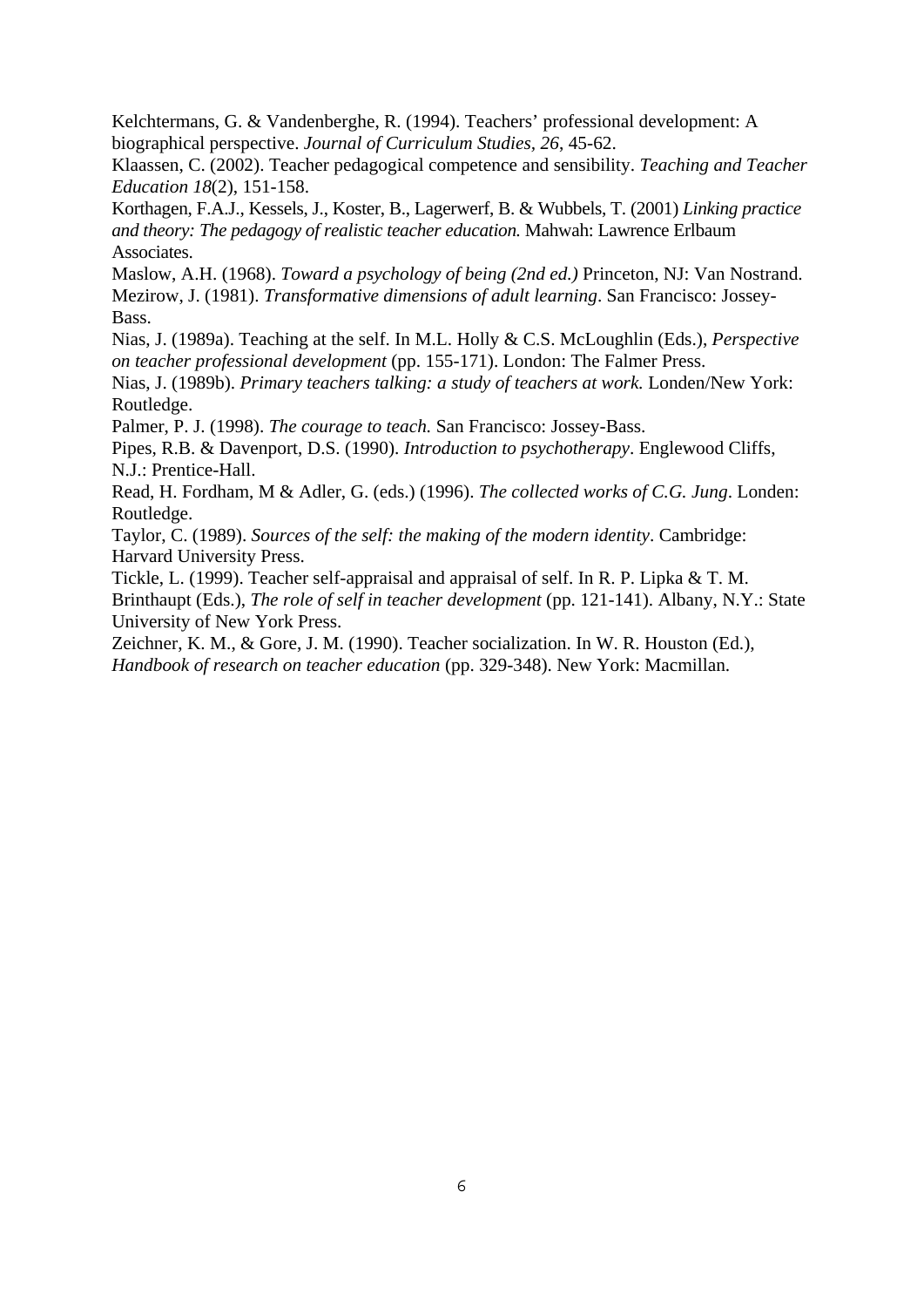Kelchtermans, G. & Vandenberghe, R. (1994). Teachers' professional development: A biographical perspective. *Journal of Curriculum Studies, 26,* 45-62.

Klaassen, C. (2002). Teacher pedagogical competence and sensibility. *Teaching and Teacher Education 18*(2), 151-158.

Korthagen, F.A.J., Kessels, J., Koster, B., Lagerwerf, B. & Wubbels, T. (2001) *Linking practice and theory: The pedagogy of realistic teacher education.* Mahwah: Lawrence Erlbaum Associates.

Maslow, A.H. (1968). *Toward a psychology of being (2nd ed.)* Princeton, NJ: Van Nostrand.

Mezirow, J. (1981). *Transformative dimensions of adult learning*. San Francisco: Jossey-Bass.

Nias, J. (1989a). Teaching at the self. In M.L. Holly & C.S. McLoughlin (Eds.), *Perspective on teacher professional development* (pp. 155-171). London: The Falmer Press.

Nias, J. (1989b). *Primary teachers talking: a study of teachers at work.* Londen/New York: Routledge.

Palmer, P. J. (1998). *The courage to teach.* San Francisco: Jossey-Bass.

Pipes, R.B. & Davenport, D.S. (1990). *Introduction to psychotherapy*. Englewood Cliffs, N.J.: Prentice-Hall.

Read, H. Fordham, M & Adler, G. (eds.) (1996). *The collected works of C.G. Jung*. Londen: Routledge.

Taylor, C. (1989). *Sources of the self: the making of the modern identity*. Cambridge: Harvard University Press.

Tickle, L. (1999). Teacher self-appraisal and appraisal of self. In R. P. Lipka & T. M. Brinthaupt (Eds.), *The role of self in teacher development* (pp. 121-141). Albany, N.Y.: State University of New York Press.

Zeichner, K. M., & Gore, J. M. (1990). Teacher socialization. In W. R. Houston (Ed.), *Handbook of research on teacher education* (pp. 329-348). New York: Macmillan.